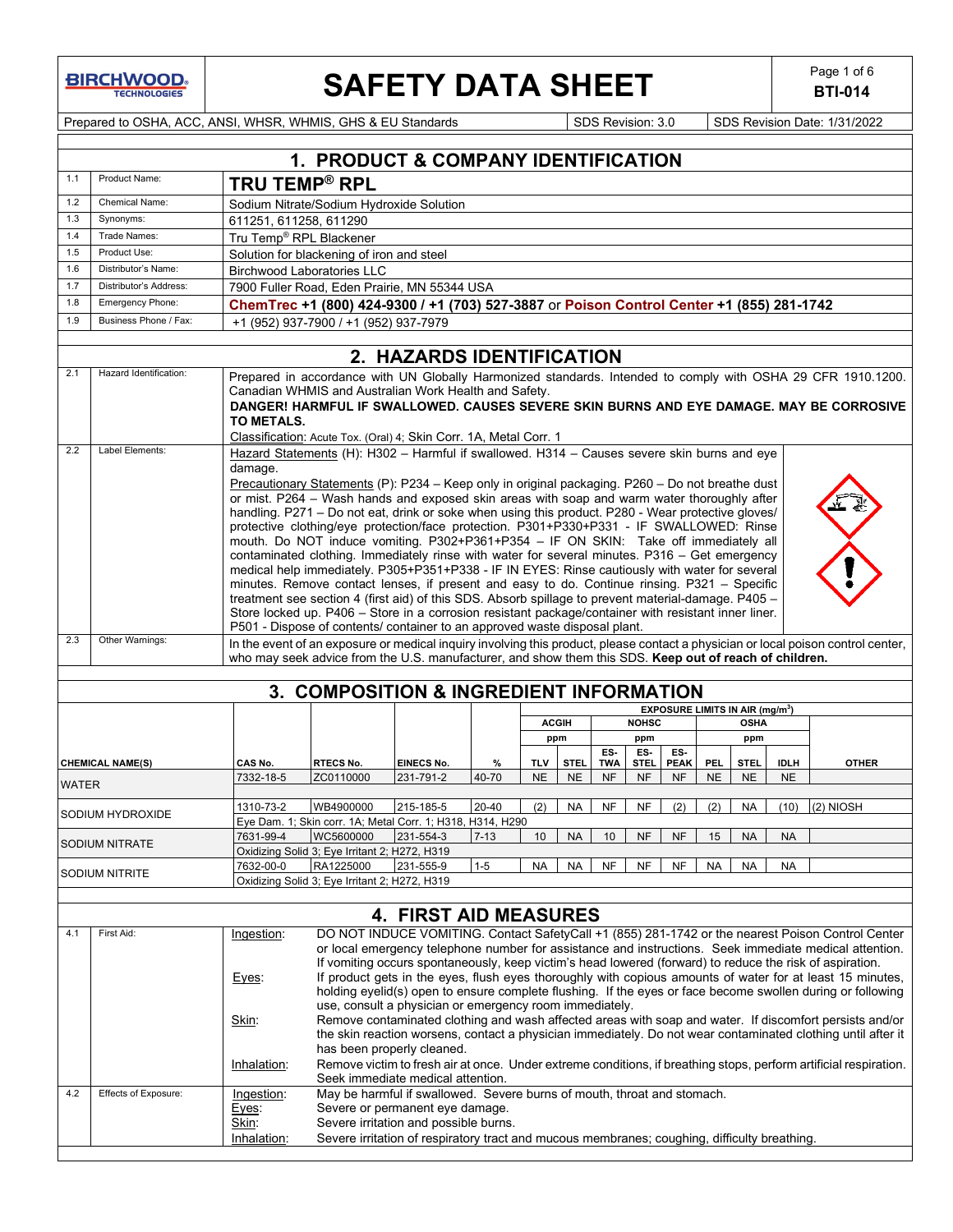# SAFETY DATA SHEET

**BTI-014**

Prepared to OSHA, ACC, ANSI, WHSR, WHMIS, GHS & EU Standards | SDS Revision: 3.0 | SDS Revision Date: 1/31/2022

## 1. PRODUCT & COMPANY IDENTIFICATION

| | | |
|---|---|---|
| 1.1 | Product Name: | **TRU TEMP® RPL** |
| 1.2 | Chemical Name: | Sodium Nitrate/Sodium Hydroxide Solution |
| 1.3 | Synonyms: | 611251, 611258, 611290 |
| 1.4 | Trade Names: | Tru Temp® RPL Blackener |
| 1.5 | Product Use: | Solution for blackening of iron and steel |
| 1.6 | Distributor's Name: | Birchwood Laboratories LLC |
| 1.7 | Distributor's Address: | 7900 Fuller Road, Eden Prairie, MN 55344 USA |
| 1.8 | Emergency Phone: | **ChemTrec +1 (800) 424-9300 / +1 (703) 527-3887** or **Poison Control Center +1 (855) 281-1742** |
| 1.9 | Business Phone / Fax: | +1 (952) 937-7900 / +1 (952) 937-7979 |

## 2. HAZARDS IDENTIFICATION

**2.1 Hazard Identification:**

Prepared in accordance with UN Globally Harmonized standards. Intended to comply with OSHA 29 CFR 1910.1200. Canadian WHMIS and Australian Work Health and Safety.

**DANGER! HARMFUL IF SWALLOWED. CAUSES SEVERE SKIN BURNS AND EYE DAMAGE. MAY BE CORROSIVE TO METALS.**

Classification: Acute Tox. (Oral) 4; Skin Corr. 1A, Metal Corr. 1

**2.2 Label Elements:**

Hazard Statements (H): H302 – Harmful if swallowed. H314 – Causes severe skin burns and eye damage.

Precautionary Statements (P): P234 – Keep only in original packaging. P260 – Do not breathe dust or mist. P264 – Wash hands and exposed skin areas with soap and warm water thoroughly after handling. P271 – Do not eat, drink or soke when using this product. P280 - Wear protective gloves/ protective clothing/eye protection/face protection. P301+P330+P331 - IF SWALLOWED: Rinse mouth. Do NOT induce vomiting. P302+P361+P354 – IF ON SKIN: Take off immediately all contaminated clothing. Immediately rinse with water for several minutes. P316 – Get emergency medical help immediately. P305+P351+P338 - IF IN EYES: Rinse cautiously with water for several minutes. Remove contact lenses, if present and easy to do. Continue rinsing. P321 – Specific treatment see section 4 (first aid) of this SDS. Absorb spillage to prevent material-damage. P405 – Store locked up. P406 – Store in a corrosion resistant package/container with resistant inner liner. P501 - Dispose of contents/ container to an approved waste disposal plant.

**2.3 Other Warnings:**

In the event of an exposure or medical inquiry involving this product, please contact a physician or local poison control center, who may seek advice from the U.S. manufacturer, and show them this SDS. **Keep out of reach of children.**

## 3. COMPOSITION & INGREDIENT INFORMATION

| | | | | | EXPOSURE LIMITS IN AIR (mg/m³) | | | | | | | | | |
|---|---|---|---|---|---|---|---|---|---|---|---|---|---|
| | | | | | ACGIH | | NOHSC | | | OSHA | | | |
| | | | | | ppm | | ppm | | | ppm | | | |
| **CHEMICAL NAME(S)** | **CAS No.** | **RTECS No.** | **EINECS No.** | **%** | **TLV** | **STEL** | **ES-TWA** | **ES-STEL** | **ES-PEAK** | **PEL** | **STEL** | **IDLH** | **OTHER** |
| WATER | 7332-18-5 | ZC0110000 | 231-791-2 | 40-70 | NE | NE | NF | NF | NF | NE | NE | NE | |
| SODIUM HYDROXIDE | 1310-73-2 | WB4900000 | 215-185-5 | 20-40 | (2) | NA | NF | NF | (2) | (2) | NA | (10) | (2) NIOSH |
| | Eye Dam. 1; Skin corr. 1A; Metal Corr. 1; H318, H314, H290 | | | | | | | | | | | | |
| SODIUM NITRATE | 7631-99-4 | WC5600000 | 231-554-3 | 7-13 | 10 | NA | 10 | NF | NF | 15 | NA | NA | |
| | Oxidizing Solid 3; Eye Irritant 2; H272, H319 | | | | | | | | | | | | |
| SODIUM NITRITE | 7632-00-0 | RA1225000 | 231-555-9 | 1-5 | NA | NA | NF | NF | NF | NA | NA | NA | |
| | Oxidizing Solid 3; Eye Irritant 2; H272, H319 | | | | | | | | | | | | |

## 4. FIRST AID MEASURES

**4.1 First Aid:**

- Ingestion: DO NOT INDUCE VOMITING. Contact SafetyCall +1 (855) 281-1742 or the nearest Poison Control Center or local emergency telephone number for assistance and instructions. Seek immediate medical attention. If vomiting occurs spontaneously, keep victim's head lowered (forward) to reduce the risk of aspiration.
- Eyes: If product gets in the eyes, flush eyes thoroughly with copious amounts of water for at least 15 minutes, holding eyelid(s) open to ensure complete flushing. If the eyes or face become swollen during or following use, consult a physician or emergency room immediately.
- Skin: Remove contaminated clothing and wash affected areas with soap and water. If discomfort persists and/or the skin reaction worsens, contact a physician immediately. Do not wear contaminated clothing until after it has been properly cleaned.
- Inhalation: Remove victim to fresh air at once. Under extreme conditions, if breathing stops, perform artificial respiration. Seek immediate medical attention.

**4.2 Effects of Exposure:**

- Ingestion: May be harmful if swallowed. Severe burns of mouth, throat and stomach.
- Eyes: Severe or permanent eye damage.
- Skin: Severe irritation and possible burns.
- Inhalation: Severe irritation of respiratory tract and mucous membranes; coughing, difficulty breathing.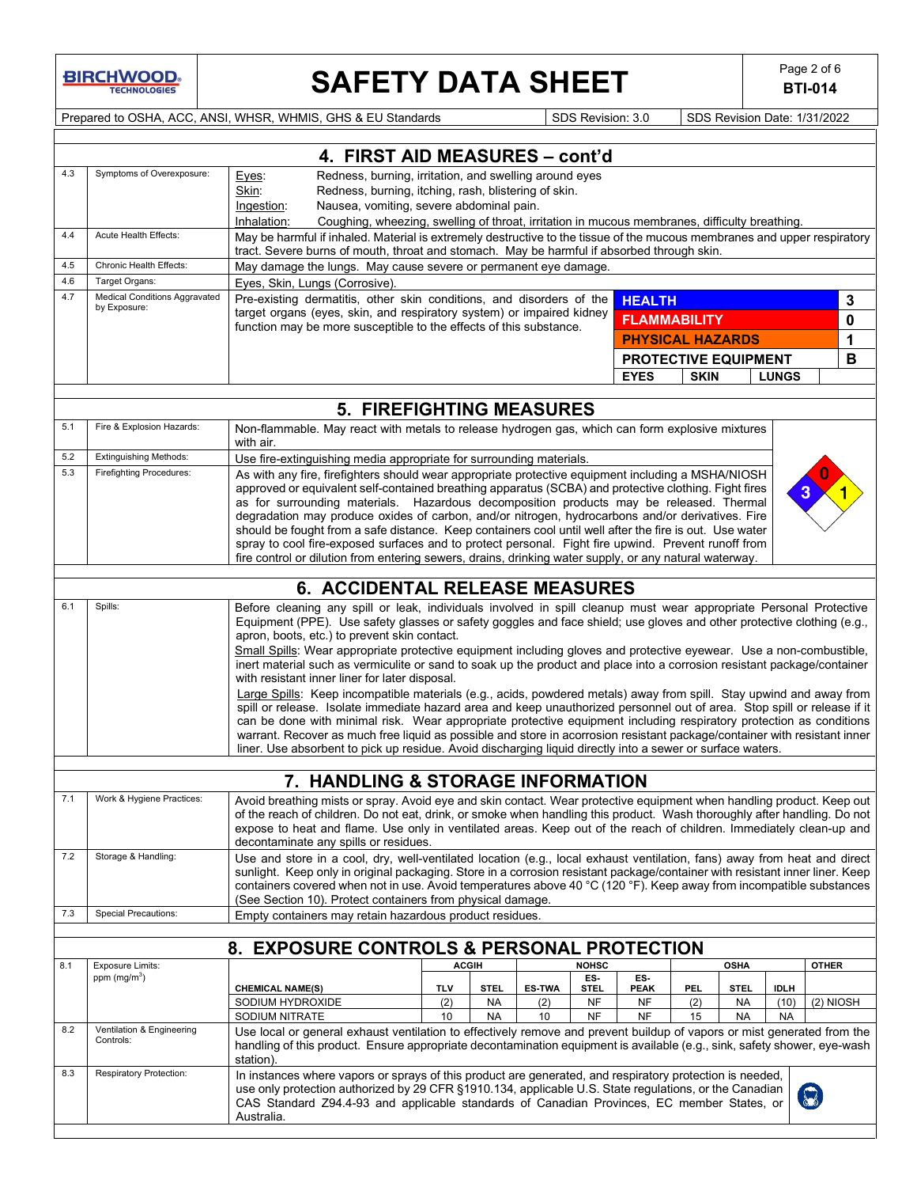## 4. FIRST AID MEASURES – cont'd

| | | |
|---|---|---|
| 4.3 | Symptoms of Overexposure: | Eyes: Redness, burning, irritation, and swelling around eyes<br>Skin: Redness, burning, itching, rash, blistering of skin.<br>Ingestion: Nausea, vomiting, severe abdominal pain.<br>Inhalation: Coughing, wheezing, swelling of throat, irritation in mucous membranes, difficulty breathing. |
| 4.4 | Acute Health Effects: | May be harmful if inhaled. Material is extremely destructive to the tissue of the mucous membranes and upper respiratory tract. Severe burns of mouth, throat and stomach. May be harmful if absorbed through skin. |
| 4.5 | Chronic Health Effects: | May damage the lungs. May cause severe or permanent eye damage. |
| 4.6 | Target Organs: | Eyes, Skin, Lungs (Corrosive). |
| 4.7 | Medical Conditions Aggravated by Exposure: | Pre-existing dermatitis, other skin conditions, and disorders of the target organs (eyes, skin, and respiratory system) or impaired kidney function may be more susceptible to the effects of this substance. |

| | |
|---|---|
| HEALTH | 3 |
| FLAMMABILITY | 0 |
| PHYSICAL HAZARDS | 1 |
| PROTECTIVE EQUIPMENT | B |
| EYES, SKIN, LUNGS | |

## 5. FIREFIGHTING MEASURES

| | | |
|---|---|---|
| 5.1 | Fire & Explosion Hazards: | Non-flammable. May react with metals to release hydrogen gas, which can form explosive mixtures with air. |
| 5.2 | Extinguishing Methods: | Use fire-extinguishing media appropriate for surrounding materials. |
| 5.3 | Firefighting Procedures: | As with any fire, firefighters should wear appropriate protective equipment including a MSHA/NIOSH approved or equivalent self-contained breathing apparatus (SCBA) and protective clothing. Fight fires as for surrounding materials. Hazardous decomposition products may be released. Thermal degradation may produce oxides of carbon, and/or nitrogen, hydrocarbons and/or derivatives. Fire should be fought from a safe distance. Keep containers cool until well after the fire is out. Use water spray to cool fire-exposed surfaces and to protect personal. Fight fire upwind. Prevent runoff from fire control or dilution from entering sewers, drains, drinking water supply, or any natural waterway. |

NFPA: Health 3, Flammability 0, Instability 1

## 6. ACCIDENTAL RELEASE MEASURES

| | | |
|---|---|---|
| 6.1 | Spills: | Before cleaning any spill or leak, individuals involved in spill cleanup must wear appropriate Personal Protective Equipment (PPE). Use safety glasses or safety goggles and face shield; use gloves and other protective clothing (e.g., apron, boots, etc.) to prevent skin contact.<br>Small Spills: Wear appropriate protective equipment including gloves and protective eyewear. Use a non-combustible, inert material such as vermiculite or sand to soak up the product and place into a corrosion resistant package/container with resistant inner liner for later disposal.<br>Large Spills: Keep incompatible materials (e.g., acids, powdered metals) away from spill. Stay upwind and away from spill or release. Isolate immediate hazard area and keep unauthorized personnel out of area. Stop spill or release if it can be done with minimal risk. Wear appropriate protective equipment including respiratory protection as conditions warrant. Recover as much free liquid as possible and store in acorrosion resistant package/container with resistant inner liner. Use absorbent to pick up residue. Avoid discharging liquid directly into a sewer or surface waters. |

## 7. HANDLING & STORAGE INFORMATION

| | | |
|---|---|---|
| 7.1 | Work & Hygiene Practices: | Avoid breathing mists or spray. Avoid eye and skin contact. Wear protective equipment when handling product. Keep out of the reach of children. Do not eat, drink, or smoke when handling this product. Wash thoroughly after handling. Do not expose to heat and flame. Use only in ventilated areas. Keep out of the reach of children. Immediately clean-up and decontaminate any spills or residues. |
| 7.2 | Storage & Handling: | Use and store in a cool, dry, well-ventilated location (e.g., local exhaust ventilation, fans) away from heat and direct sunlight. Keep only in original packaging. Store in a corrosion resistant package/container with resistant inner liner. Keep containers covered when not in use. Avoid temperatures above 40 °C (120 °F). Keep away from incompatible substances (See Section 10). Protect containers from physical damage. |
| 7.3 | Special Precautions: | Empty containers may retain hazardous product residues. |

## 8. EXPOSURE CONTROLS & PERSONAL PROTECTION

8.1 Exposure Limits: ppm (mg/m$^3$)

| | ACGIH | | NOHSC | | | OSHA | | | OTHER |
|---|---|---|---|---|---|---|---|---|---|
| CHEMICAL NAME(S) | TLV | STEL | ES-TWA | ES-STEL | ES-PEAK | PEL | STEL | IDLH | |
| SODIUM HYDROXIDE | (2) | NA | (2) | NF | NF | (2) | NA | (10) | (2) NIOSH |
| SODIUM NITRATE | 10 | NA | 10 | NF | NF | 15 | NA | NA | |

| | | |
|---|---|---|
| 8.2 | Ventilation & Engineering Controls: | Use local or general exhaust ventilation to effectively remove and prevent buildup of vapors or mist generated from the handling of this product. Ensure appropriate decontamination equipment is available (e.g., sink, safety shower, eye-wash station). |
| 8.3 | Respiratory Protection: | In instances where vapors or sprays of this product are generated, and respiratory protection is needed, use only protection authorized by 29 CFR §1910.134, applicable U.S. State regulations, or the Canadian CAS Standard Z94.4-93 and applicable standards of Canadian Provinces, EC member States, or Australia. |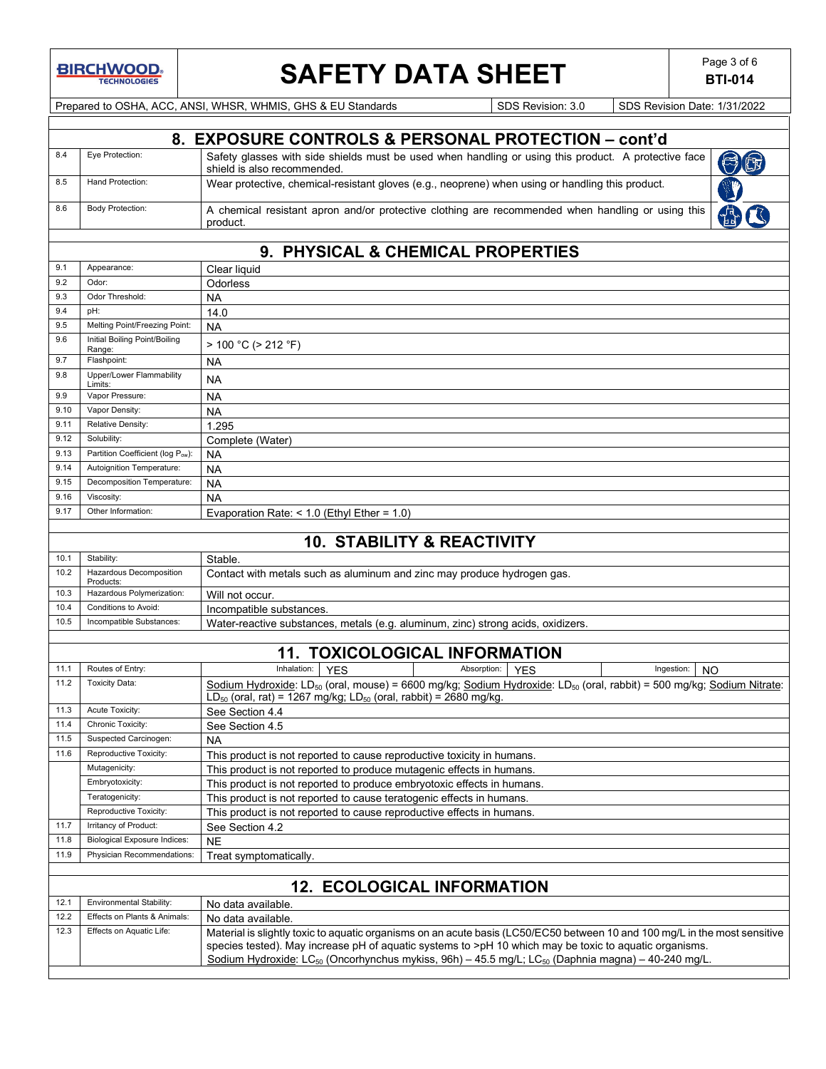## 8. EXPOSURE CONTROLS & PERSONAL PROTECTION – cont'd

| | | |
|---|---|---|
| 8.4 | Eye Protection: | Safety glasses with side shields must be used when handling or using this product. A protective face shield is also recommended. |
| 8.5 | Hand Protection: | Wear protective, chemical-resistant gloves (e.g., neoprene) when using or handling this product. |
| 8.6 | Body Protection: | A chemical resistant apron and/or protective clothing are recommended when handling or using this product. |

## 9. PHYSICAL & CHEMICAL PROPERTIES

| | | |
|---|---|---|
| 9.1 | Appearance: | Clear liquid |
| 9.2 | Odor: | Odorless |
| 9.3 | Odor Threshold: | NA |
| 9.4 | pH: | 14.0 |
| 9.5 | Melting Point/Freezing Point: | NA |
| 9.6 | Initial Boiling Point/Boiling Range: | > 100 °C (> 212 °F) |
| 9.7 | Flashpoint: | NA |
| 9.8 | Upper/Lower Flammability Limits: | NA |
| 9.9 | Vapor Pressure: | NA |
| 9.10 | Vapor Density: | NA |
| 9.11 | Relative Density: | 1.295 |
| 9.12 | Solubility: | Complete (Water) |
| 9.13 | Partition Coefficient (log $P_{ow}$): | NA |
| 9.14 | Autoignition Temperature: | NA |
| 9.15 | Decomposition Temperature: | NA |
| 9.16 | Viscosity: | NA |
| 9.17 | Other Information: | Evaporation Rate: < 1.0 (Ethyl Ether = 1.0) |

## 10. STABILITY & REACTIVITY

| | | |
|---|---|---|
| 10.1 | Stability: | Stable. |
| 10.2 | Hazardous Decomposition Products: | Contact with metals such as aluminum and zinc may produce hydrogen gas. |
| 10.3 | Hazardous Polymerization: | Will not occur. |
| 10.4 | Conditions to Avoid: | Incompatible substances. |
| 10.5 | Incompatible Substances: | Water-reactive substances, metals (e.g. aluminum, zinc) strong acids, oxidizers. |

## 11. TOXICOLOGICAL INFORMATION

| | | |
|---|---|---|
| 11.1 | Routes of Entry: | Inhalation: YES; Absorption: YES; Ingestion: NO |
| 11.2 | Toxicity Data: | Sodium Hydroxide: $LD_{50}$ (oral, mouse) = 6600 mg/kg; Sodium Hydroxide: $LD_{50}$ (oral, rabbit) = 500 mg/kg; Sodium Nitrate: $LD_{50}$ (oral, rat) = 1267 mg/kg; $LD_{50}$ (oral, rabbit) = 2680 mg/kg. |
| 11.3 | Acute Toxicity: | See Section 4.4 |
| 11.4 | Chronic Toxicity: | See Section 4.5 |
| 11.5 | Suspected Carcinogen: | NA |
| 11.6 | Reproductive Toxicity: | This product is not reported to cause reproductive toxicity in humans. |
| | Mutagenicity: | This product is not reported to produce mutagenic effects in humans. |
| | Embryotoxicity: | This product is not reported to produce embryotoxic effects in humans. |
| | Teratogenicity: | This product is not reported to cause teratogenic effects in humans. |
| | Reproductive Toxicity: | This product is not reported to cause reproductive effects in humans. |
| 11.7 | Irritancy of Product: | See Section 4.2 |
| 11.8 | Biological Exposure Indices: | NE |
| 11.9 | Physician Recommendations: | Treat symptomatically. |

## 12. ECOLOGICAL INFORMATION

| | | |
|---|---|---|
| 12.1 | Environmental Stability: | No data available. |
| 12.2 | Effects on Plants & Animals: | No data available. |
| 12.3 | Effects on Aquatic Life: | Material is slightly toxic to aquatic organisms on an acute basis (LC50/EC50 between 10 and 100 mg/L in the most sensitive species tested). May increase pH of aquatic systems to >pH 10 which may be toxic to aquatic organisms. Sodium Hydroxide: $LC_{50}$ (Oncorhynchus mykiss, 96h) – 45.5 mg/L; $LC_{50}$ (Daphnia magna) – 40-240 mg/L. |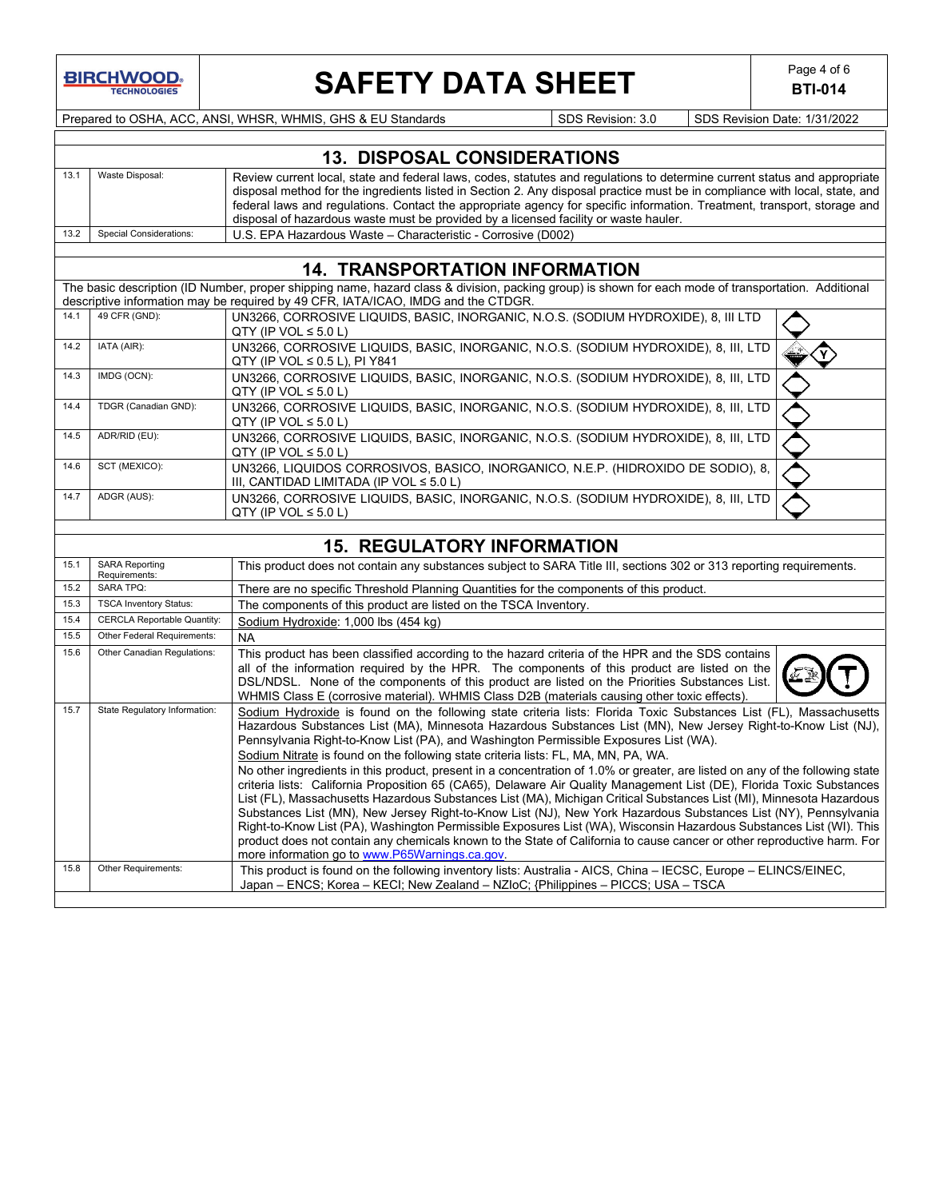## 13. DISPOSAL CONSIDERATIONS

| | | |
|---|---|---|
| 13.1 | Waste Disposal: | Review current local, state and federal laws, codes, statutes and regulations to determine current status and appropriate disposal method for the ingredients listed in Section 2. Any disposal practice must be in compliance with local, state, and federal laws and regulations. Contact the appropriate agency for specific information. Treatment, transport, storage and disposal of hazardous waste must be provided by a licensed facility or waste hauler. |
| 13.2 | Special Considerations: | U.S. EPA Hazardous Waste – Characteristic - Corrosive (D002) |

## 14. TRANSPORTATION INFORMATION

The basic description (ID Number, proper shipping name, hazard class & division, packing group) is shown for each mode of transportation. Additional descriptive information may be required by 49 CFR, IATA/ICAO, IMDG and the CTDGR.

| | | |
|---|---|---|
| 14.1 | 49 CFR (GND): | UN3266, CORROSIVE LIQUIDS, BASIC, INORGANIC, N.O.S. (SODIUM HYDROXIDE), 8, III LTD QTY (IP VOL ≤ 5.0 L) |
| 14.2 | IATA (AIR): | UN3266, CORROSIVE LIQUIDS, BASIC, INORGANIC, N.O.S. (SODIUM HYDROXIDE), 8, III, LTD QTY (IP VOL ≤ 0.5 L), PI Y841 |
| 14.3 | IMDG (OCN): | UN3266, CORROSIVE LIQUIDS, BASIC, INORGANIC, N.O.S. (SODIUM HYDROXIDE), 8, III, LTD QTY (IP VOL ≤ 5.0 L) |
| 14.4 | TDGR (Canadian GND): | UN3266, CORROSIVE LIQUIDS, BASIC, INORGANIC, N.O.S. (SODIUM HYDROXIDE), 8, III, LTD QTY (IP VOL ≤ 5.0 L) |
| 14.5 | ADR/RID (EU): | UN3266, CORROSIVE LIQUIDS, BASIC, INORGANIC, N.O.S. (SODIUM HYDROXIDE), 8, III, LTD QTY (IP VOL ≤ 5.0 L) |
| 14.6 | SCT (MEXICO): | UN3266, LIQUIDOS CORROSIVOS, BASICO, INORGANICO, N.E.P. (HIDROXIDO DE SODIO), 8, III, CANTIDAD LIMITADA (IP VOL ≤ 5.0 L) |
| 14.7 | ADGR (AUS): | UN3266, CORROSIVE LIQUIDS, BASIC, INORGANIC, N.O.S. (SODIUM HYDROXIDE), 8, III, LTD QTY (IP VOL ≤ 5.0 L) |

## 15. REGULATORY INFORMATION

| | | |
|---|---|---|
| 15.1 | SARA Reporting Requirements: | This product does not contain any substances subject to SARA Title III, sections 302 or 313 reporting requirements. |
| 15.2 | SARA TPQ: | There are no specific Threshold Planning Quantities for the components of this product. |
| 15.3 | TSCA Inventory Status: | The components of this product are listed on the TSCA Inventory. |
| 15.4 | CERCLA Reportable Quantity: | Sodium Hydroxide: 1,000 lbs (454 kg) |
| 15.5 | Other Federal Requirements: | NA |
| 15.6 | Other Canadian Regulations: | This product has been classified according to the hazard criteria of the HPR and the SDS contains all of the information required by the HPR. The components of this product are listed on the DSL/NDSL. None of the components of this product are listed on the Priorities Substances List. WHMIS Class E (corrosive material). WHMIS Class D2B (materials causing other toxic effects). |
| 15.7 | State Regulatory Information: | Sodium Hydroxide is found on the following state criteria lists: Florida Toxic Substances List (FL), Massachusetts Hazardous Substances List (MA), Minnesota Hazardous Substances List (MN), New Jersey Right-to-Know List (NJ), Pennsylvania Right-to-Know List (PA), and Washington Permissible Exposures List (WA).<br>Sodium Nitrate is found on the following state criteria lists: FL, MA, MN, PA, WA.<br>No other ingredients in this product, present in a concentration of 1.0% or greater, are listed on any of the following state criteria lists: California Proposition 65 (CA65), Delaware Air Quality Management List (DE), Florida Toxic Substances List (FL), Massachusetts Hazardous Substances List (MA), Michigan Critical Substances List (MI), Minnesota Hazardous Substances List (MN), New Jersey Right-to-Know List (NJ), New York Hazardous Substances List (NY), Pennsylvania Right-to-Know List (PA), Washington Permissible Exposures List (WA), Wisconsin Hazardous Substances List (WI). This product does not contain any chemicals known to the State of California to cause cancer or other reproductive harm. For more information go to www.P65Warnings.ca.gov. |
| 15.8 | Other Requirements: | This product is found on the following inventory lists: Australia - AICS, China – IECSC, Europe – ELINCS/EINEC, Japan – ENCS; Korea – KECI; New Zealand – NZIoC; {Philippines – PICCS; USA – TSCA |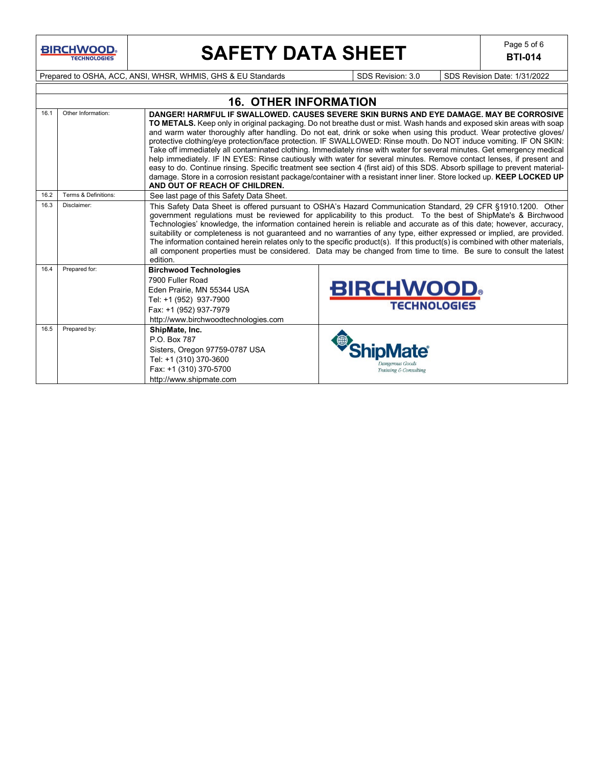## 16. OTHER INFORMATION

| | | |
|---|---|---|
| 16.1 | Other Information: | **DANGER! HARMFUL IF SWALLOWED. CAUSES SEVERE SKIN BURNS AND EYE DAMAGE. MAY BE CORROSIVE TO METALS.** Keep only in original packaging. Do not breathe dust or mist. Wash hands and exposed skin areas with soap and warm water thoroughly after handling. Do not eat, drink or soke when using this product. Wear protective gloves/ protective clothing/eye protection/face protection. IF SWALLOWED: Rinse mouth. Do NOT induce vomiting. IF ON SKIN: Take off immediately all contaminated clothing. Immediately rinse with water for several minutes. Get emergency medical help immediately. IF IN EYES: Rinse cautiously with water for several minutes. Remove contact lenses, if present and easy to do. Continue rinsing. Specific treatment see section 4 (first aid) of this SDS. Absorb spillage to prevent material-damage. Store in a corrosion resistant package/container with a resistant inner liner. Store locked up. **KEEP LOCKED UP AND OUT OF REACH OF CHILDREN.** |
| 16.2 | Terms & Definitions: | See last page of this Safety Data Sheet. |
| 16.3 | Disclaimer: | This Safety Data Sheet is offered pursuant to OSHA's Hazard Communication Standard, 29 CFR §1910.1200. Other government regulations must be reviewed for applicability to this product. To the best of ShipMate's & Birchwood Technologies' knowledge, the information contained herein is reliable and accurate as of this date; however, accuracy, suitability or completeness is not guaranteed and no warranties of any type, either expressed or implied, are provided. The information contained herein relates only to the specific product(s). If this product(s) is combined with other materials, all component properties must be considered. Data may be changed from time to time. Be sure to consult the latest edition. |
| 16.4 | Prepared for: | **Birchwood Technologies**<br>7900 Fuller Road<br>Eden Prairie, MN 55344 USA<br>Tel: +1 (952) 937-7900<br>Fax: +1 (952) 937-7979<br>http://www.birchwoodtechnologies.com |
| 16.5 | Prepared by: | **ShipMate, Inc.**<br>P.O. Box 787<br>Sisters, Oregon 97759-0787 USA<br>Tel: +1 (310) 370-3600<br>Fax: +1 (310) 370-5700<br>http://www.shipmate.com |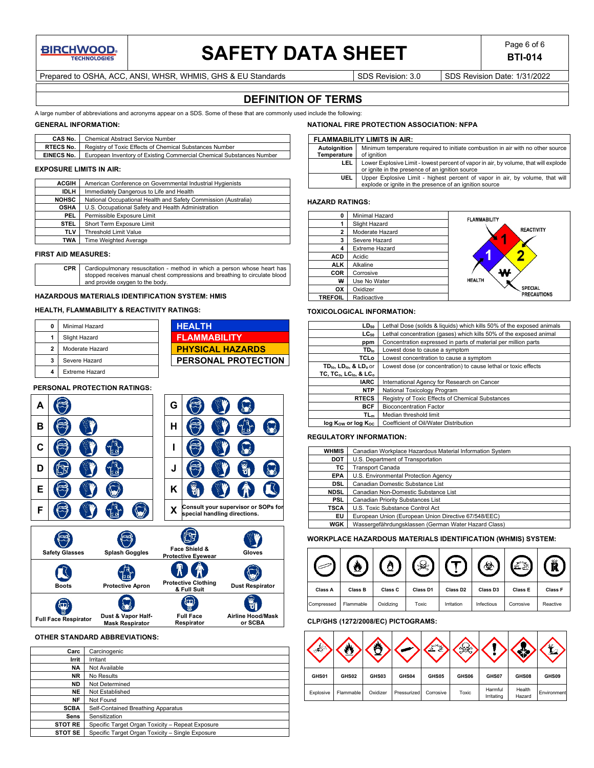# DEFINITION OF TERMS

A large number of abbreviations and acronyms appear on a SDS. Some of these that are commonly used include the following:

## GENERAL INFORMATION:

| | |
|---|---|
| **CAS No.** | Chemical Abstract Service Number |
| **RTECS No.** | Registry of Toxic Effects of Chemical Substances Number |
| **EINECS No.** | European Inventory of Existing Commercial Chemical Substances Number |

## EXPOSURE LIMITS IN AIR:

| | |
|---|---|
| **ACGIH** | American Conference on Governmental Industrial Hygienists |
| **IDLH** | Immediately Dangerous to Life and Health |
| **NOHSC** | National Occupational Health and Safety Commission (Australia) |
| **OSHA** | U.S. Occupational Safety and Health Administration |
| **PEL** | Permissible Exposure Limit |
| **STEL** | Short Term Exposure Limit |
| **TLV** | Threshold Limit Value |
| **TWA** | Time Weighted Average |

## FIRST AID MEASURES:

| | |
|---|---|
| **CPR** | Cardiopulmonary resuscitation - method in which a person whose heart has stopped receives manual chest compressions and breathing to circulate blood and provide oxygen to the body. |

## HAZARDOUS MATERIALS IDENTIFICATION SYSTEM: HMIS

### HEALTH, FLAMMABILITY & REACTIVITY RATINGS:

| | |
|---|---|
| **0** | Minimal Hazard |
| **1** | Slight Hazard |
| **2** | Moderate Hazard |
| **3** | Severe Hazard |
| **4** | Extreme Hazard |

HEALTH
FLAMMABILITY
PHYSICAL HAZARDS
PERSONAL PROTECTION

### PERSONAL PROTECTION RATINGS:

A
B
C
D
E
F
G
H
I
J
K
X Consult your supervisor or SOPs for special handling directions.

Safety Glasses
Splash Goggles
Face Shield & Protective Eyewear
Gloves
Boots
Protective Apron
Protective Clothing & Full Suit
Dust Respirator
Full Face Respirator
Dust & Vapor Half-Mask Respirator
Full Face Respirator
Airline Hood/Mask or SCBA

## OTHER STANDARD ABBREVIATIONS:

| | |
|---|---|
| **Carc** | Carcinogenic |
| **Irrit** | Irritant |
| **NA** | Not Available |
| **NR** | No Results |
| **ND** | Not Determined |
| **NE** | Not Established |
| **NF** | Not Found |
| **SCBA** | Self-Contained Breathing Apparatus |
| **Sens** | Sensitization |
| **STOT RE** | Specific Target Organ Toxicity – Repeat Exposure |
| **STOT SE** | Specific Target Organ Toxicity – Single Exposure |

## NATIONAL FIRE PROTECTION ASSOCIATION: NFPA

| FLAMMABILITY LIMITS IN AIR: | |
|---|---|
| **Autoignition Temperature** | Minimum temperature required to initiate combustion in air with no other source of ignition |
| **LEL** | Lower Explosive Limit - lowest percent of vapor in air, by volume, that will explode or ignite in the presence of an ignition source |
| **UEL** | Upper Explosive Limit - highest percent of vapor in air, by volume, that will explode or ignite in the presence of an ignition source |

### HAZARD RATINGS:

| | |
|---|---|
| **0** | Minimal Hazard |
| **1** | Slight Hazard |
| **2** | Moderate Hazard |
| **3** | Severe Hazard |
| **4** | Extreme Hazard |
| **ACD** | Acidic |
| **ALK** | Alkaline |
| **COR** | Corrosive |
| **W** | Use No Water |
| **OX** | Oxidizer |
| **TREFOIL** | Radioactive |

FLAMMABILITY
REACTIVITY
HEALTH
SPECIAL PRECAUTIONS
1
1
2
W

## TOXICOLOGICAL INFORMATION:

| | |
|---|---|
| **$LD_{50}$** | Lethal Dose (solids & liquids) which kills 50% of the exposed animals |
| **$LC_{50}$** | Lethal concentration (gases) which kills 50% of the exposed animal |
| **ppm** | Concentration expressed in parts of material per million parts |
| **$TD_{lo}$** | Lowest dose to cause a symptom |
| **$TCL_o$** | Lowest concentration to cause a symptom |
| **$TD_{lo}$, $LD_{lo}$, & $LD_o$ or TC, $TC_o$, $LC_{lo}$, & $LC_o$** | Lowest dose (or concentration) to cause lethal or toxic effects |
| **IARC** | International Agency for Research on Cancer |
| **NTP** | National Toxicology Program |
| **RTECS** | Registry of Toxic Effects of Chemical Substances |
| **BCF** | Bioconcentration Factor |
| **$TL_m$** | Median threshold limit |
| **log $K_{OW}$ or log $K_{OC}$** | Coefficient of Oil/Water Distribution |

## REGULATORY INFORMATION:

| | |
|---|---|
| **WHMIS** | Canadian Workplace Hazardous Material Information System |
| **DOT** | U.S. Department of Transportation |
| **TC** | Transport Canada |
| **EPA** | U.S. Environmental Protection Agency |
| **DSL** | Canadian Domestic Substance List |
| **NDSL** | Canadian Non-Domestic Substance List |
| **PSL** | Canadian Priority Substances List |
| **TSCA** | U.S. Toxic Substance Control Act |
| **EU** | European Union (European Union Directive 67/548/EEC) |
| **WGK** | Wassergefährdungsklassen (German Water Hazard Class) |

## WORKPLACE HAZARDOUS MATERIALS IDENTIFICATION (WHMIS) SYSTEM:

| | | | | | | | |
|---|---|---|---|---|---|---|---|
| Class A | Class B | Class C | Class D1 | Class D2 | Class D3 | Class E | Class F |
| Compressed | Flammable | Oxidizing | Toxic | Irritation | Infectious | Corrosive | Reactive |

## CLP/GHS (1272/2008/EC) PICTOGRAMS:

| | | | | | | | | |
|---|---|---|---|---|---|---|---|---|
| GHS01 | GHS02 | GHS03 | GHS04 | GHS05 | GHS06 | GHS07 | GHS08 | GHS09 |
| Explosive | Flammable | Oxidizer | Pressurized | Corrosive | Toxic | Harmful Irritating | Health Hazard | Environment |